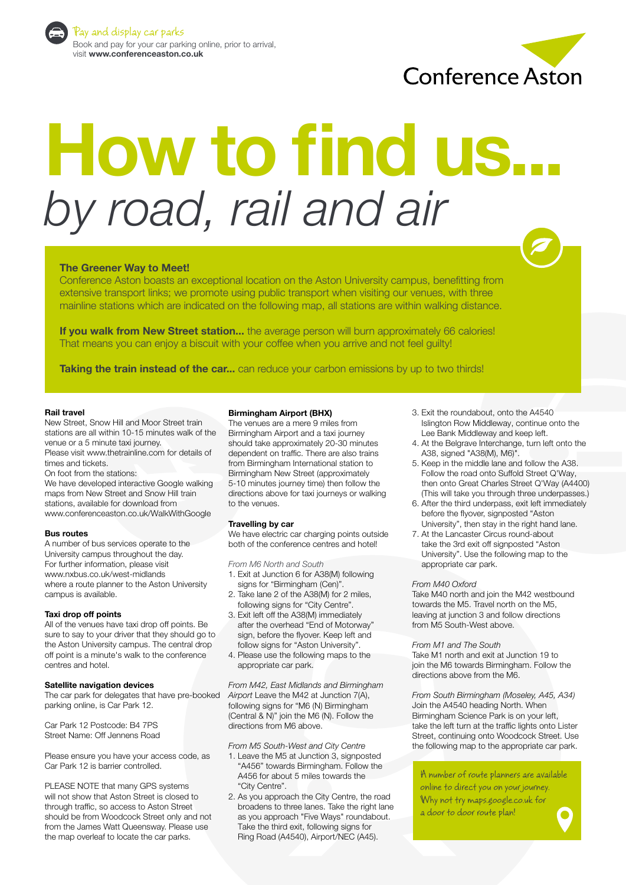Pay and display car parks

Book and pay for your car parking online, prior to arrival, visit **www.conferenceaston.co.uk**

Conference Aston

# How to find us...

*by road, rail and air*

### The Greener Way to Meet!

Conference Aston boasts an exceptional location on the Aston University campus, benefitting from extensive transport links; we promote using public transport when visiting our venues, with three mainline stations which are indicated on the following map, all stations are within walking distance.

**If you walk from New Street station...** the average person will burn approximately 66 calories! That means you can enjoy a biscuit with your coffee when you arrive and not feel guilty!

**Taking the train instead of the car...** can reduce your carbon emissions by up to two thirds!

**Rail travel**

New Street, Snow Hill and Moor Street train stations are all within 10-15 minutes walk of the venue or a 5 minute taxi journey.
Please visit www.thetrainline.com for details of times and tickets.
On foot from the stations:
We have developed interactive Google walking maps from New Street and Snow Hill train stations, available for download from www.conferenceaston.co.uk/WalkWithGoogle

**Bus routes**

A number of bus services operate to the University campus throughout the day. For further information, please visit www.nxbus.co.uk/west-midlands where a route planner to the Aston University campus is available.

**Taxi drop off points**

All of the venues have taxi drop off points. Be sure to say to your driver that they should go to the Aston University campus. The central drop off point is a minute's walk to the conference centres and hotel.

**Satellite navigation devices**

The car park for delegates that have pre-booked parking online, is Car Park 12.

Car Park 12 Postcode: B4 7PS
Street Name: Off Jennens Road

Please ensure you have your access code, as Car Park 12 is barrier controlled.

PLEASE NOTE that many GPS systems will not show that Aston Street is closed to through traffic, so access to Aston Street should be from Woodcock Street only and not from the James Watt Queensway. Please use the map overleaf to locate the car parks.

**Birmingham Airport (BHX)**

The venues are a mere 9 miles from Birmingham Airport and a taxi journey should take approximately 20-30 minutes dependent on traffic. There are also trains from Birmingham International station to Birmingham New Street (approximately 5-10 minutes journey time) then follow the directions above for taxi journeys or walking to the venues.

**Travelling by car**

We have electric car charging points outside both of the conference centres and hotel!

*From M6 North and South*

1. Exit at Junction 6 for A38(M) following signs for "Birmingham (Cen)".
2. Take lane 2 of the A38(M) for 2 miles, following signs for "City Centre".
3. Exit left off the A38(M) immediately after the overhead "End of Motorway" sign, before the flyover. Keep left and follow signs for "Aston University".
4. Please use the following maps to the appropriate car park.

*From M42, East Midlands and Birmingham Airport* Leave the M42 at Junction 7(A), following signs for "M6 (N) Birmingham (Central & N)" join the M6 (N). Follow the directions from M6 above.

*From M5 South-West and City Centre*

1. Leave the M5 at Junction 3, signposted "A456" towards Birmingham. Follow the A456 for about 5 miles towards the "City Centre".
2. As you approach the City Centre, the road broadens to three lanes. Take the right lane as you approach "Five Ways" roundabout. Take the third exit, following signs for Ring Road (A4540), Airport/NEC (A45).
3. Exit the roundabout, onto the A4540 Islington Row Middleway, continue onto the Lee Bank Middleway and keep left.
4. At the Belgrave Interchange, turn left onto the A38, signed "A38(M), M6)".
5. Keep in the middle lane and follow the A38. Follow the road onto Suffold Street Q'Way, then onto Great Charles Street Q'Way (A4400) (This will take you through three underpasses.)
6. After the third underpass, exit left immediately before the flyover, signposted "Aston University", then stay in the right hand lane.
7. At the Lancaster Circus round-about take the 3rd exit off signposted "Aston University". Use the following map to the appropriate car park.

*From M40 Oxford*

Take M40 north and join the M42 westbound towards the M5. Travel north on the M5, leaving at junction 3 and follow directions from M5 South-West above.

*From M1 and The South*

Take M1 north and exit at Junction 19 to join the M6 towards Birmingham. Follow the directions above from the M6.

*From South Birmingham (Moseley, A45, A34)*

Join the A4540 heading North. When Birmingham Science Park is on your left, take the left turn at the traffic lights onto Lister Street, continuing onto Woodcock Street. Use the following map to the appropriate car park.

A number of route planners are available online to direct you on your journey. Why not try maps.google.co.uk for a door to door route plan!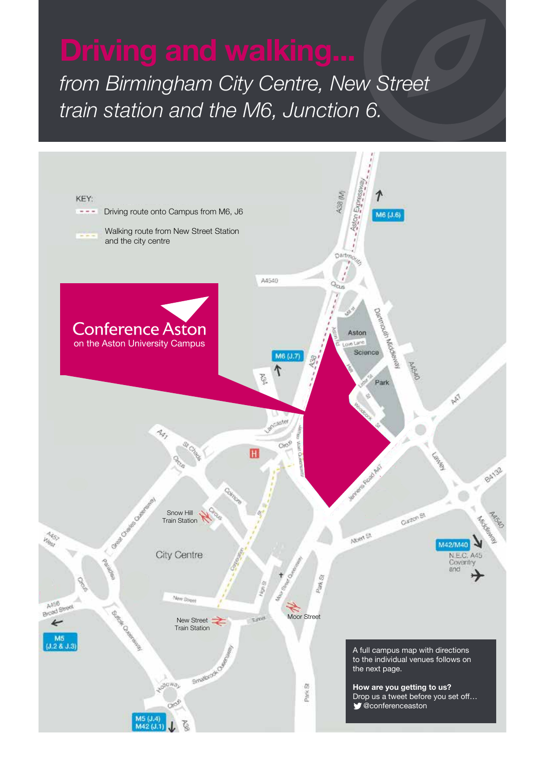# Driving and walking...

*from Birmingham City Centre, New Street train station and the M6, Junction 6.*

KEY:

- Driving route onto Campus from M6, J6
- Walking route from New Street Station and the city centre

**Conference Aston**
on the Aston University Campus

A38 (M)
Aston Expressway
M6 (J.6)
Dartmouth Circus
A4540
Aston Science Park
Dartmouth Middleway
M6 (J.7)
A34
A38
A4540
A47
Lancaster Circus
A41
St Chads Circus
Colmore Circus
Snow Hill Train Station
Great Charles Queensway
City Centre
Jennens Road A47
Lawley
B4132
Curzon St
Albert St
A4540 Middleway
M42/M40
N.E.C. A45 Coventry and
A457 West
Paradise Circus
Corporation St
High St
Moor Street Queensway
Park St
Moor Street
New Street
New Street Train Station
Tunnel
A456 Broad Street
M5 (J.2 & J.3)
Suffolk Queensway
Smallbrook Queensway
Holloway Circus
A38
M5 (J.4)
M42 (J.1)
Park St

A full campus map with directions to the individual venues follows on the next page.

**How are you getting to us?**
Drop us a tweet before you set off…
@conferenceaston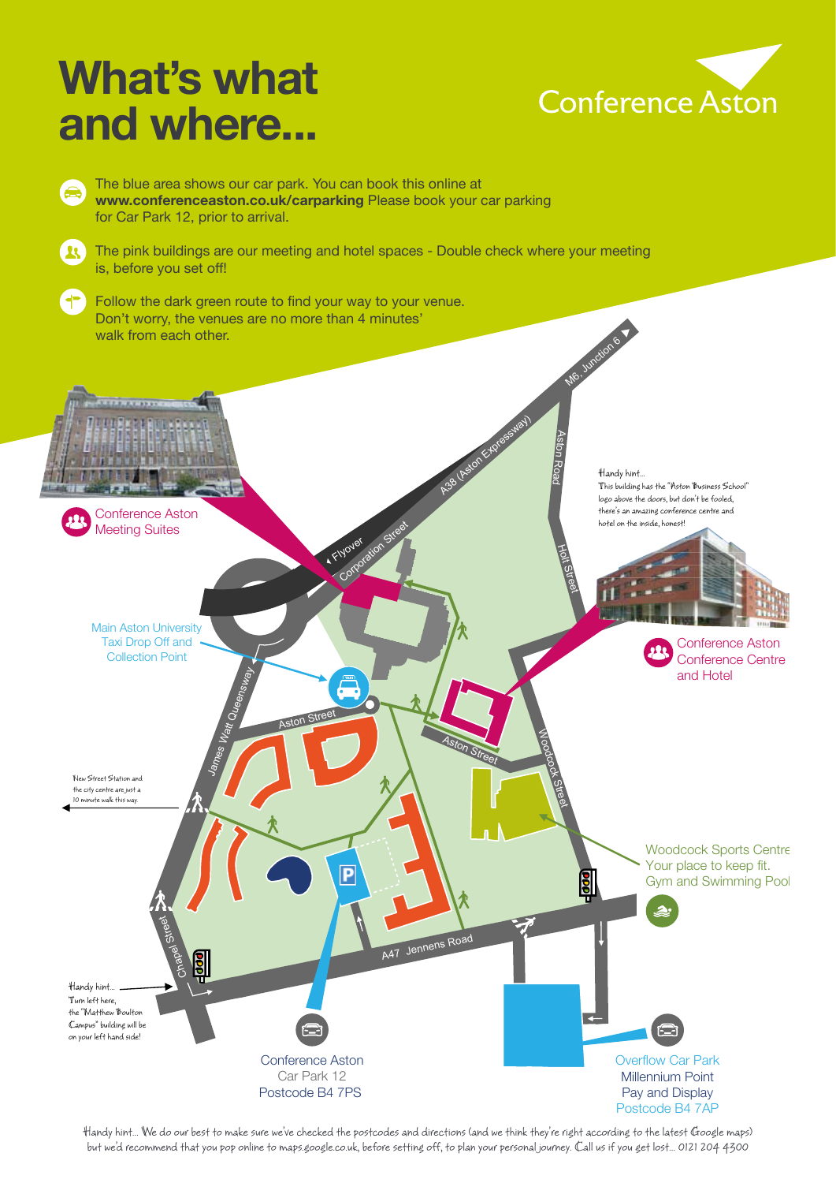# What's what and where...

Conference Aston

The blue area shows our car park. You can book this online at **www.conferenceaston.co.uk/carparking** Please book your car parking for Car Park 12, prior to arrival.

The pink buildings are our meeting and hotel spaces - Double check where your meeting is, before you set off!

Follow the dark green route to find your way to your venue. Don't worry, the venues are no more than 4 minutes' walk from each other.

M6, Junction 6

A38 (Aston Expressway)

Aston Road

Holt Street

Flyover

Corporation Street

Conference Aston Meeting Suites

Handy hint... This building has the "Aston Business School" logo above the doors, but don't be fooled, there's an amazing conference centre and hotel on the inside, honest!

Conference Aston Conference Centre and Hotel

Main Aston University Taxi Drop Off and Collection Point

James Watt Queensway

Aston Street

Aston Street

Woodcock Street

New Street Station and the city centre are just a 10 minute walk this way.

Woodcock Sports Centre
Your place to keep fit.
Gym and Swimming Pool

Chapel Street

A47 Jennens Road

Handy hint... Turn left here, the "Matthew Boulton Campus" building will be on your left hand side!

Conference Aston
Car Park 12
Postcode B4 7PS

Overflow Car Park
Millennium Point
Pay and Display
Postcode B4 7AP

Handy hint... We do our best to make sure we've checked the postcodes and directions (and we think they're right according to the latest Google maps) but we'd recommend that you pop online to maps.google.co.uk, before setting off, to plan your personal journey. Call us if you get lost... 0121 204 4300